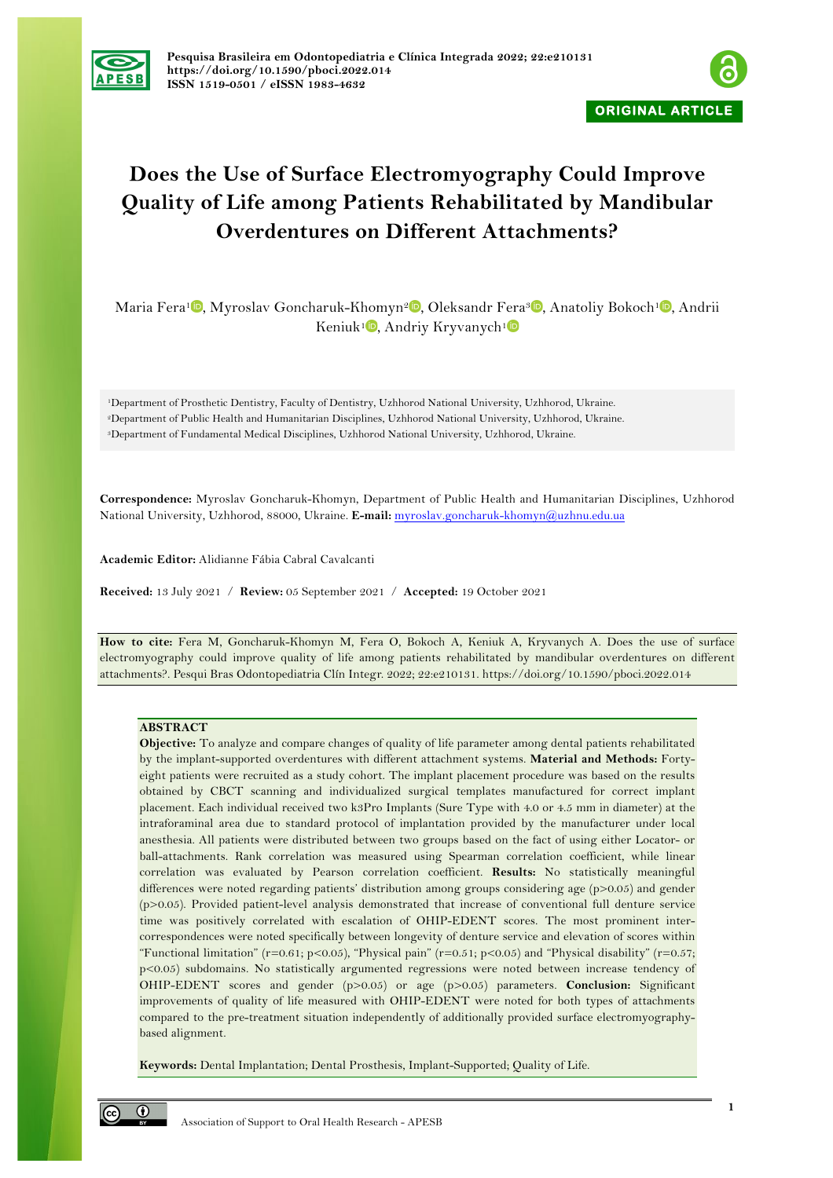ORIGINAL ARTICLE

# Does the Use of Surface Electromyography Could Improve Quality of Life among Patients Rehabilitated by Mandibular Overdentures on Different Attachments?

Maria Fera[1], Myroslav Goncharuk-Khomyn[2], Oleksandr Fera[3], Anatoliy Bokoch[1], Andrii Keniuk[1], Andriy Kryvanych[1]

[1]Department of Prosthetic Dentistry, Faculty of Dentistry, Uzhhorod National University, Uzhhorod, Ukraine.
[2]Department of Public Health and Humanitarian Disciplines, Uzhhorod National University, Uzhhorod, Ukraine.
[3]Department of Fundamental Medical Disciplines, Uzhhorod National University, Uzhhorod, Ukraine.

**Correspondence:** Myroslav Goncharuk-Khomyn, Department of Public Health and Humanitarian Disciplines, Uzhhorod National University, Uzhhorod, 88000, Ukraine. **E-mail:** myroslav.goncharuk-khomyn@uzhnu.edu.ua

**Academic Editor:** Alidianne Fábia Cabral Cavalcanti

**Received:** 13 July 2021 / **Review:** 05 September 2021 / **Accepted:** 19 October 2021

**How to cite:** Fera M, Goncharuk-Khomyn M, Fera O, Bokoch A, Keniuk A, Kryvanych A. Does the use of surface electromyography could improve quality of life among patients rehabilitated by mandibular overdentures on different attachments?. Pesqui Bras Odontopediatria Clín Integr. 2022; 22:e210131. https://doi.org/10.1590/pboci.2022.014

## ABSTRACT

**Objective:** To analyze and compare changes of quality of life parameter among dental patients rehabilitated by the implant-supported overdentures with different attachment systems. **Material and Methods:** Forty-eight patients were recruited as a study cohort. The implant placement procedure was based on the results obtained by CBCT scanning and individualized surgical templates manufactured for correct implant placement. Each individual received two k3Pro Implants (Sure Type with 4.0 or 4.5 mm in diameter) at the intraforaminal area due to standard protocol of implantation provided by the manufacturer under local anesthesia. All patients were distributed between two groups based on the fact of using either Locator- or ball-attachments. Rank correlation was measured using Spearman correlation coefficient, while linear correlation was evaluated by Pearson correlation coefficient. **Results:** No statistically meaningful differences were noted regarding patients' distribution among groups considering age ($p>0.05$) and gender ($p>0.05$). Provided patient-level analysis demonstrated that increase of conventional full denture service time was positively correlated with escalation of OHIP-EDENT scores. The most prominent inter-correspondences were noted specifically between longevity of denture service and elevation of scores within "Functional limitation" ($r=0.61$; $p<0.05$), "Physical pain" ($r=0.51$; $p<0.05$) and "Physical disability" ($r=0.57$; $p<0.05$) subdomains. No statistically argumented regressions were noted between increase tendency of OHIP-EDENT scores and gender ($p>0.05$) or age ($p>0.05$) parameters. **Conclusion:** Significant improvements of quality of life measured with OHIP-EDENT were noted for both types of attachments compared to the pre-treatment situation independently of additionally provided surface electromyography-based alignment.

**Keywords:** Dental Implantation; Dental Prosthesis, Implant-Supported; Quality of Life.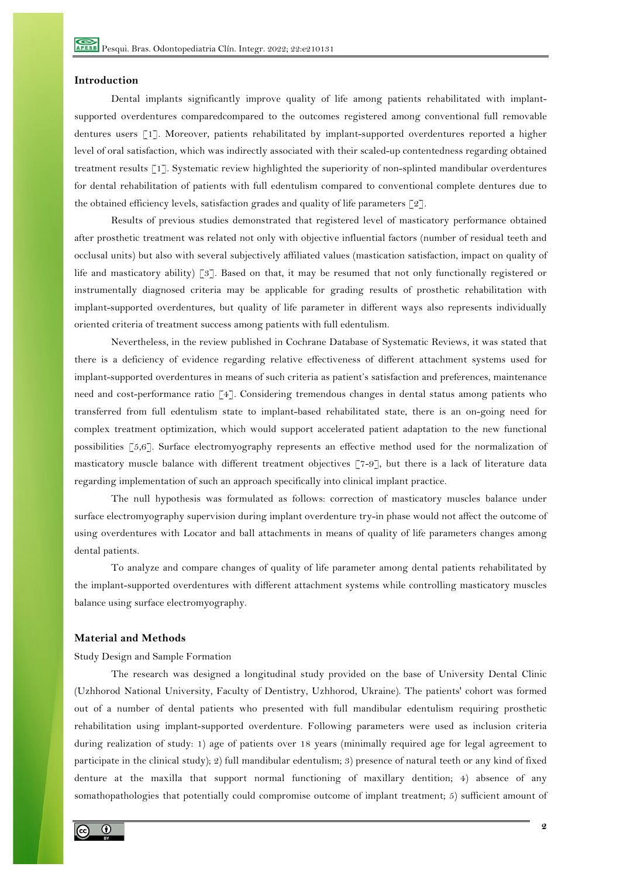## Introduction

Dental implants significantly improve quality of life among patients rehabilitated with implant-supported overdentures comparedcompared to the outcomes registered among conventional full removable dentures users [1]. Moreover, patients rehabilitated by implant-supported overdentures reported a higher level of oral satisfaction, which was indirectly associated with their scaled-up contentedness regarding obtained treatment results [1]. Systematic review highlighted the superiority of non-splinted mandibular overdentures for dental rehabilitation of patients with full edentulism compared to conventional complete dentures due to the obtained efficiency levels, satisfaction grades and quality of life parameters [2].

Results of previous studies demonstrated that registered level of masticatory performance obtained after prosthetic treatment was related not only with objective influential factors (number of residual teeth and occlusal units) but also with several subjectively affiliated values (mastication satisfaction, impact on quality of life and masticatory ability) [3]. Based on that, it may be resumed that not only functionally registered or instrumentally diagnosed criteria may be applicable for grading results of prosthetic rehabilitation with implant-supported overdentures, but quality of life parameter in different ways also represents individually oriented criteria of treatment success among patients with full edentulism.

Nevertheless, in the review published in Cochrane Database of Systematic Reviews, it was stated that there is a deficiency of evidence regarding relative effectiveness of different attachment systems used for implant-supported overdentures in means of such criteria as patient's satisfaction and preferences, maintenance need and cost-performance ratio [4]. Considering tremendous changes in dental status among patients who transferred from full edentulism state to implant-based rehabilitated state, there is an on-going need for complex treatment optimization, which would support accelerated patient adaptation to the new functional possibilities [5,6]. Surface electromyography represents an effective method used for the normalization of masticatory muscle balance with different treatment objectives [7-9], but there is a lack of literature data regarding implementation of such an approach specifically into clinical implant practice.

The null hypothesis was formulated as follows: correction of masticatory muscles balance under surface electromyography supervision during implant overdenture try-in phase would not affect the outcome of using overdentures with Locator and ball attachments in means of quality of life parameters changes among dental patients.

To analyze and compare changes of quality of life parameter among dental patients rehabilitated by the implant-supported overdentures with different attachment systems while controlling masticatory muscles balance using surface electromyography.

## Material and Methods

### Study Design and Sample Formation

The research was designed a longitudinal study provided on the base of University Dental Clinic (Uzhhorod National University, Faculty of Dentistry, Uzhhorod, Ukraine). The patients' cohort was formed out of a number of dental patients who presented with full mandibular edentulism requiring prosthetic rehabilitation using implant-supported overdenture. Following parameters were used as inclusion criteria during realization of study: 1) age of patients over 18 years (minimally required age for legal agreement to participate in the clinical study); 2) full mandibular edentulism; 3) presence of natural teeth or any kind of fixed denture at the maxilla that support normal functioning of maxillary dentition; 4) absence of any somathopathologies that potentially could compromise outcome of implant treatment; 5) sufficient amount of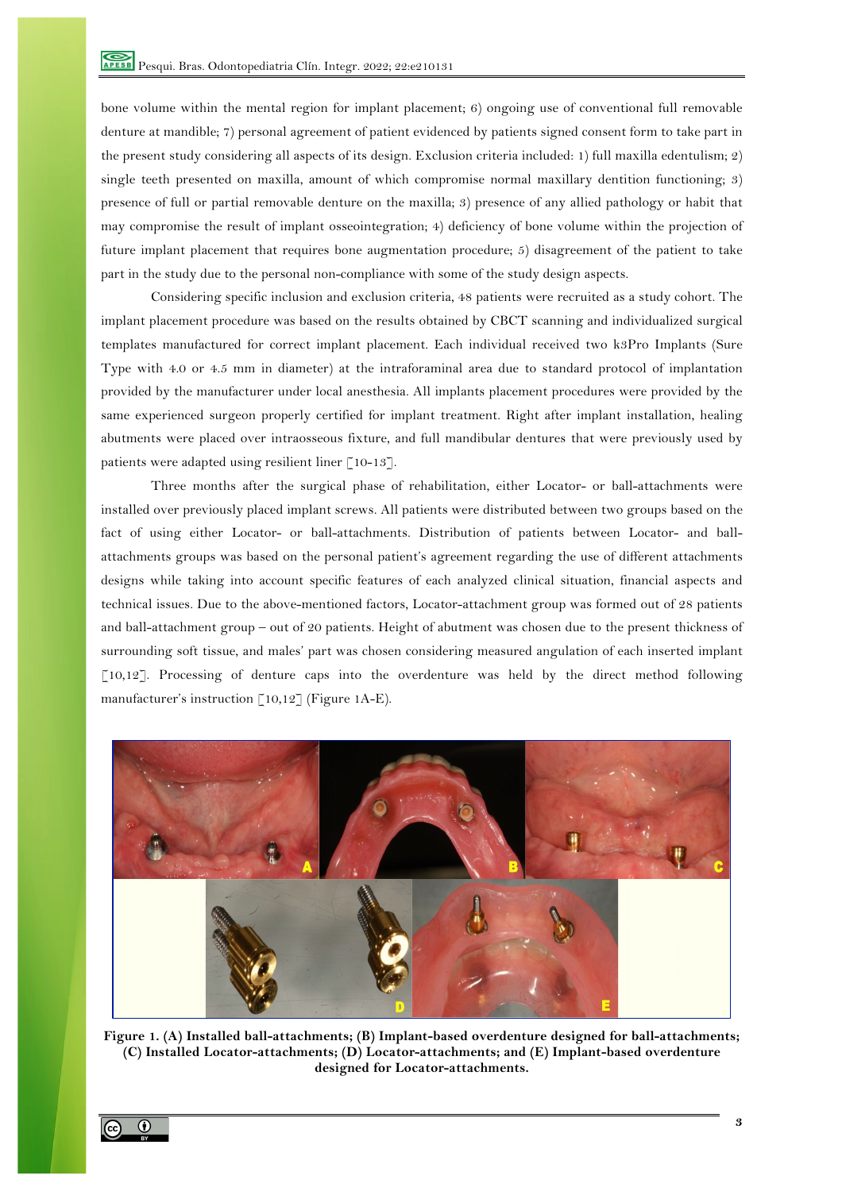bone volume within the mental region for implant placement; 6) ongoing use of conventional full removable denture at mandible; 7) personal agreement of patient evidenced by patients signed consent form to take part in the present study considering all aspects of its design. Exclusion criteria included: 1) full maxilla edentulism; 2) single teeth presented on maxilla, amount of which compromise normal maxillary dentition functioning; 3) presence of full or partial removable denture on the maxilla; 3) presence of any allied pathology or habit that may compromise the result of implant osseointegration; 4) deficiency of bone volume within the projection of future implant placement that requires bone augmentation procedure; 5) disagreement of the patient to take part in the study due to the personal non-compliance with some of the study design aspects.

Considering specific inclusion and exclusion criteria, 48 patients were recruited as a study cohort. The implant placement procedure was based on the results obtained by CBCT scanning and individualized surgical templates manufactured for correct implant placement. Each individual received two k3Pro Implants (Sure Type with 4.0 or 4.5 mm in diameter) at the intraforaminal area due to standard protocol of implantation provided by the manufacturer under local anesthesia. All implants placement procedures were provided by the same experienced surgeon properly certified for implant treatment. Right after implant installation, healing abutments were placed over intraosseous fixture, and full mandibular dentures that were previously used by patients were adapted using resilient liner [10-13].

Three months after the surgical phase of rehabilitation, either Locator- or ball-attachments were installed over previously placed implant screws. All patients were distributed between two groups based on the fact of using either Locator- or ball-attachments. Distribution of patients between Locator- and ball-attachments groups was based on the personal patient's agreement regarding the use of different attachments designs while taking into account specific features of each analyzed clinical situation, financial aspects and technical issues. Due to the above-mentioned factors, Locator-attachment group was formed out of 28 patients and ball-attachment group – out of 20 patients. Height of abutment was chosen due to the present thickness of surrounding soft tissue, and males' part was chosen considering measured angulation of each inserted implant [10,12]. Processing of denture caps into the overdenture was held by the direct method following manufacturer's instruction [10,12] (Figure 1A-E).

**Figure 1. (A) Installed ball-attachments; (B) Implant-based overdenture designed for ball-attachments; (C) Installed Locator-attachments; (D) Locator-attachments; and (E) Implant-based overdenture designed for Locator-attachments.**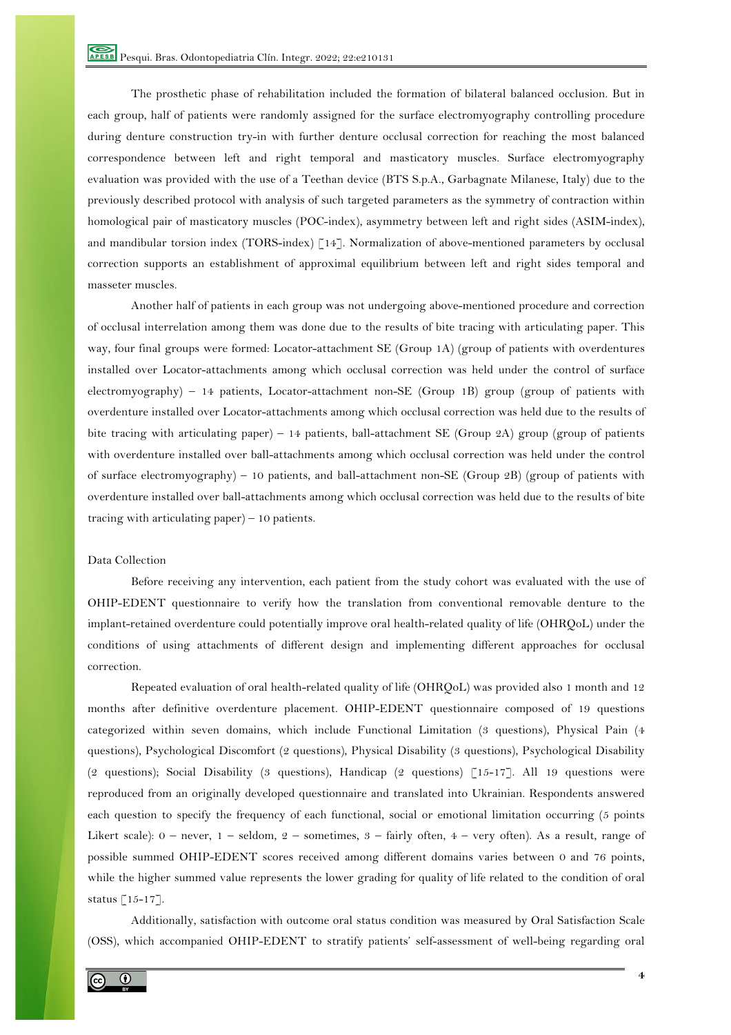The prosthetic phase of rehabilitation included the formation of bilateral balanced occlusion. But in each group, half of patients were randomly assigned for the surface electromyography controlling procedure during denture construction try-in with further denture occlusal correction for reaching the most balanced correspondence between left and right temporal and masticatory muscles. Surface electromyography evaluation was provided with the use of a Teethan device (BTS S.p.A., Garbagnate Milanese, Italy) due to the previously described protocol with analysis of such targeted parameters as the symmetry of contraction within homological pair of masticatory muscles (POC-index), asymmetry between left and right sides (ASIM-index), and mandibular torsion index (TORS-index) [14]. Normalization of above-mentioned parameters by occlusal correction supports an establishment of approximal equilibrium between left and right sides temporal and masseter muscles.

Another half of patients in each group was not undergoing above-mentioned procedure and correction of occlusal interrelation among them was done due to the results of bite tracing with articulating paper. This way, four final groups were formed: Locator-attachment SE (Group 1A) (group of patients with overdentures installed over Locator-attachments among which occlusal correction was held under the control of surface electromyography) – 14 patients, Locator-attachment non-SE (Group 1B) group (group of patients with overdenture installed over Locator-attachments among which occlusal correction was held due to the results of bite tracing with articulating paper) – 14 patients, ball-attachment SE (Group 2A) group (group of patients with overdenture installed over ball-attachments among which occlusal correction was held under the control of surface electromyography) – 10 patients, and ball-attachment non-SE (Group 2B) (group of patients with overdenture installed over ball-attachments among which occlusal correction was held due to the results of bite tracing with articulating paper) – 10 patients.

### Data Collection

Before receiving any intervention, each patient from the study cohort was evaluated with the use of OHIP-EDENT questionnaire to verify how the translation from conventional removable denture to the implant-retained overdenture could potentially improve oral health-related quality of life (OHRQoL) under the conditions of using attachments of different design and implementing different approaches for occlusal correction.

Repeated evaluation of oral health-related quality of life (OHRQoL) was provided also 1 month and 12 months after definitive overdenture placement. OHIP-EDENT questionnaire composed of 19 questions categorized within seven domains, which include Functional Limitation (3 questions), Physical Pain (4 questions), Psychological Discomfort (2 questions), Physical Disability (3 questions), Psychological Disability (2 questions); Social Disability (3 questions), Handicap (2 questions) [15-17]. All 19 questions were reproduced from an originally developed questionnaire and translated into Ukrainian. Respondents answered each question to specify the frequency of each functional, social or emotional limitation occurring (5 points Likert scale): 0 – never, 1 – seldom, 2 – sometimes, 3 – fairly often, 4 – very often). As a result, range of possible summed OHIP-EDENT scores received among different domains varies between 0 and 76 points, while the higher summed value represents the lower grading for quality of life related to the condition of oral status [15-17].

Additionally, satisfaction with outcome oral status condition was measured by Oral Satisfaction Scale (OSS), which accompanied OHIP-EDENT to stratify patients' self-assessment of well-being regarding oral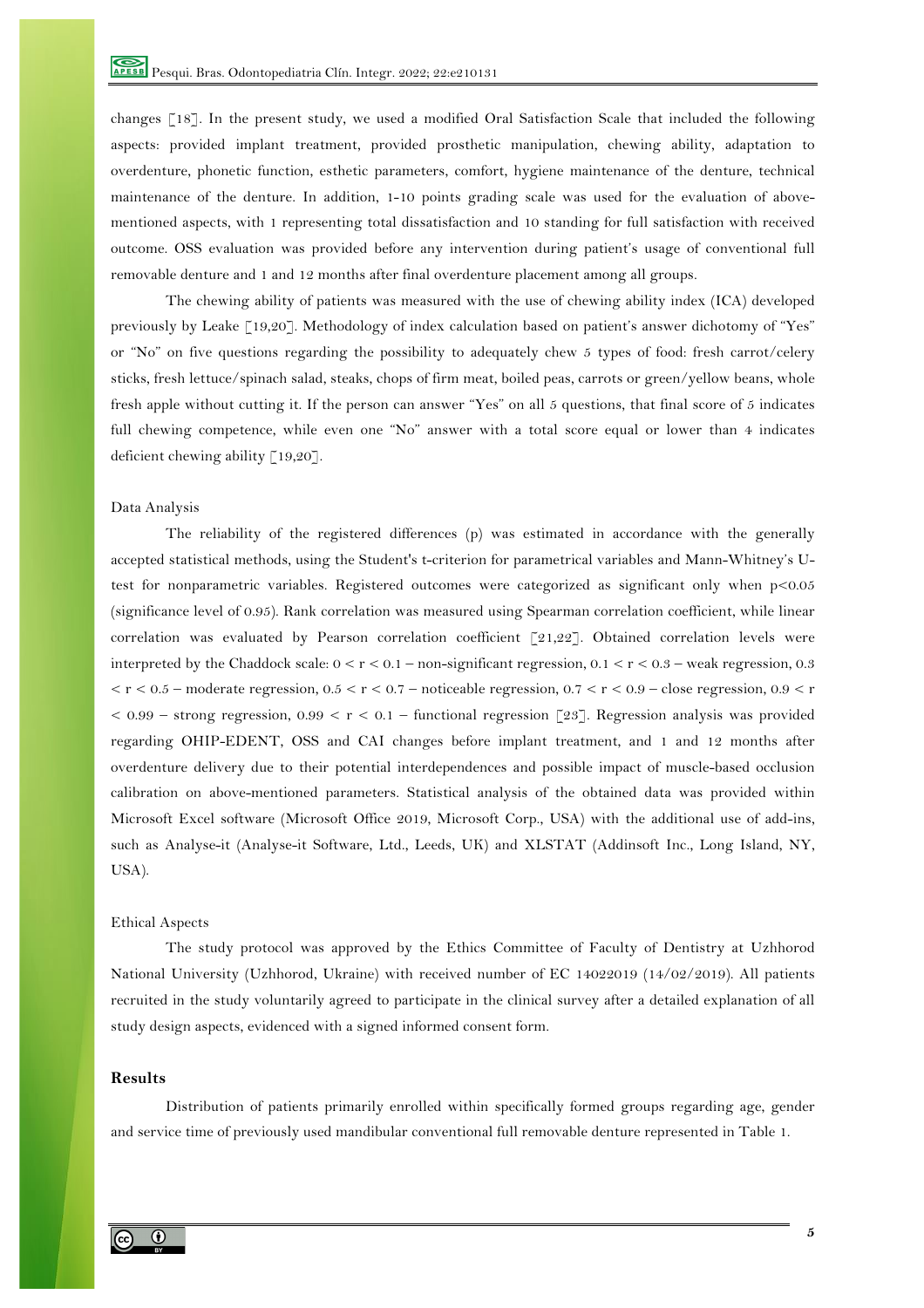changes [18]. In the present study, we used a modified Oral Satisfaction Scale that included the following aspects: provided implant treatment, provided prosthetic manipulation, chewing ability, adaptation to overdenture, phonetic function, esthetic parameters, comfort, hygiene maintenance of the denture, technical maintenance of the denture. In addition, 1-10 points grading scale was used for the evaluation of above-mentioned aspects, with 1 representing total dissatisfaction and 10 standing for full satisfaction with received outcome. OSS evaluation was provided before any intervention during patient's usage of conventional full removable denture and 1 and 12 months after final overdenture placement among all groups.

The chewing ability of patients was measured with the use of chewing ability index (ICA) developed previously by Leake [19,20]. Methodology of index calculation based on patient's answer dichotomy of "Yes" or "No" on five questions regarding the possibility to adequately chew 5 types of food: fresh carrot/celery sticks, fresh lettuce/spinach salad, steaks, chops of firm meat, boiled peas, carrots or green/yellow beans, whole fresh apple without cutting it. If the person can answer "Yes" on all 5 questions, that final score of 5 indicates full chewing competence, while even one "No" answer with a total score equal or lower than 4 indicates deficient chewing ability [19,20].

### Data Analysis

The reliability of the registered differences (p) was estimated in accordance with the generally accepted statistical methods, using the Student's t-criterion for parametrical variables and Mann-Whitney's U-test for nonparametric variables. Registered outcomes were categorized as significant only when $p<0.05$ (significance level of 0.95). Rank correlation was measured using Spearman correlation coefficient, while linear correlation was evaluated by Pearson correlation coefficient [21,22]. Obtained correlation levels were interpreted by the Chaddock scale: $0 < r < 0.1$ – non-significant regression, $0.1 < r < 0.3$ – weak regression, $0.3 < r < 0.5$ – moderate regression, $0.5 < r < 0.7$ – noticeable regression, $0.7 < r < 0.9$ – close regression, $0.9 < r < 0.99$ – strong regression, $0.99 < r < 0.1$ – functional regression [23]. Regression analysis was provided regarding OHIP-EDENT, OSS and CAI changes before implant treatment, and 1 and 12 months after overdenture delivery due to their potential interdependences and possible impact of muscle-based occlusion calibration on above-mentioned parameters. Statistical analysis of the obtained data was provided within Microsoft Excel software (Microsoft Office 2019, Microsoft Corp., USA) with the additional use of add-ins, such as Analyse-it (Analyse-it Software, Ltd., Leeds, UK) and XLSTAT (Addinsoft Inc., Long Island, NY, USA).

### Ethical Aspects

The study protocol was approved by the Ethics Committee of Faculty of Dentistry at Uzhhorod National University (Uzhhorod, Ukraine) with received number of EC 14022019 (14/02/2019). All patients recruited in the study voluntarily agreed to participate in the clinical survey after a detailed explanation of all study design aspects, evidenced with a signed informed consent form.

## Results

Distribution of patients primarily enrolled within specifically formed groups regarding age, gender and service time of previously used mandibular conventional full removable denture represented in Table 1.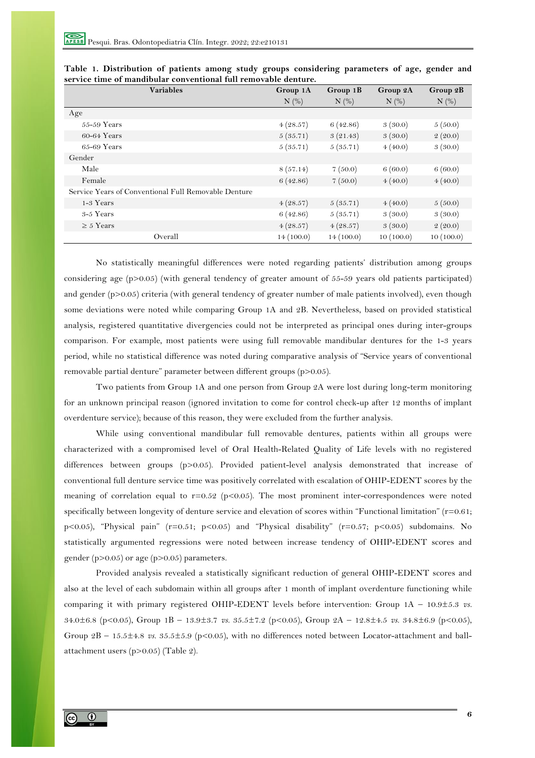**Table 1. Distribution of patients among study groups considering parameters of age, gender and service time of mandibular conventional full removable denture.**

| Variables | Group 1A N (%) | Group 1B N (%) | Group 2A N (%) | Group 2B N (%) |
|---|---|---|---|---|
| Age | | | | |
| 55-59 Years | 4 (28.57) | 6 (42.86) | 3 (30.0) | 5 (50.0) |
| 60-64 Years | 5 (35.71) | 3 (21.43) | 3 (30.0) | 2 (20.0) |
| 65-69 Years | 5 (35.71) | 5 (35.71) | 4 (40.0) | 3 (30.0) |
| Gender | | | | |
| Male | 8 (57.14) | 7 (50.0) | 6 (60.0) | 6 (60.0) |
| Female | 6 (42.86) | 7 (50.0) | 4 (40.0) | 4 (40.0) |
| Service Years of Conventional Full Removable Denture | | | | |
| 1-3 Years | 4 (28.57) | 5 (35.71) | 4 (40.0) | 5 (50.0) |
| 3-5 Years | 6 (42.86) | 5 (35.71) | 3 (30.0) | 3 (30.0) |
| ≥ 5 Years | 4 (28.57) | 4 (28.57) | 3 (30.0) | 2 (20.0) |
| Overall | 14 (100.0) | 14 (100.0) | 10 (100.0) | 10 (100.0) |

No statistically meaningful differences were noted regarding patients' distribution among groups considering age ($p>0.05$) (with general tendency of greater amount of 55-59 years old patients participated) and gender ($p>0.05$) criteria (with general tendency of greater number of male patients involved), even though some deviations were noted while comparing Group 1A and 2B. Nevertheless, based on provided statistical analysis, registered quantitative divergencies could not be interpreted as principal ones during inter-groups comparison. For example, most patients were using full removable mandibular dentures for the 1-3 years period, while no statistical difference was noted during comparative analysis of "Service years of conventional removable partial denture" parameter between different groups ($p>0.05$).

Two patients from Group 1A and one person from Group 2A were lost during long-term monitoring for an unknown principal reason (ignored invitation to come for control check-up after 12 months of implant overdenture service); because of this reason, they were excluded from the further analysis.

While using conventional mandibular full removable dentures, patients within all groups were characterized with a compromised level of Oral Health-Related Quality of Life levels with no registered differences between groups ($p>0.05$). Provided patient-level analysis demonstrated that increase of conventional full denture service time was positively correlated with escalation of OHIP-EDENT scores by the meaning of correlation equal to $r=0.52$ ($p<0.05$). The most prominent inter-correspondences were noted specifically between longevity of denture service and elevation of scores within "Functional limitation" ($r=0.61$; $p<0.05$), "Physical pain" ($r=0.51$; $p<0.05$) and "Physical disability" ($r=0.57$; $p<0.05$) subdomains. No statistically argumented regressions were noted between increase tendency of OHIP-EDENT scores and gender ($p>0.05$) or age ($p>0.05$) parameters.

Provided analysis revealed a statistically significant reduction of general OHIP-EDENT scores and also at the level of each subdomain within all groups after 1 month of implant overdenture functioning while comparing it with primary registered OHIP-EDENT levels before intervention: Group 1A – 10.9±5.3 *vs.* 34.0±6.8 ($p<0.05$), Group 1B – 13.9±3.7 *vs.* 35.5±7.2 ($p<0.05$), Group 2A – 12.8±4.5 *vs.* 34.8±6.9 ($p<0.05$), Group 2B – 15.5±4.8 *vs.* 35.5±5.9 ($p<0.05$), with no differences noted between Locator-attachment and ball-attachment users ($p>0.05$) (Table 2).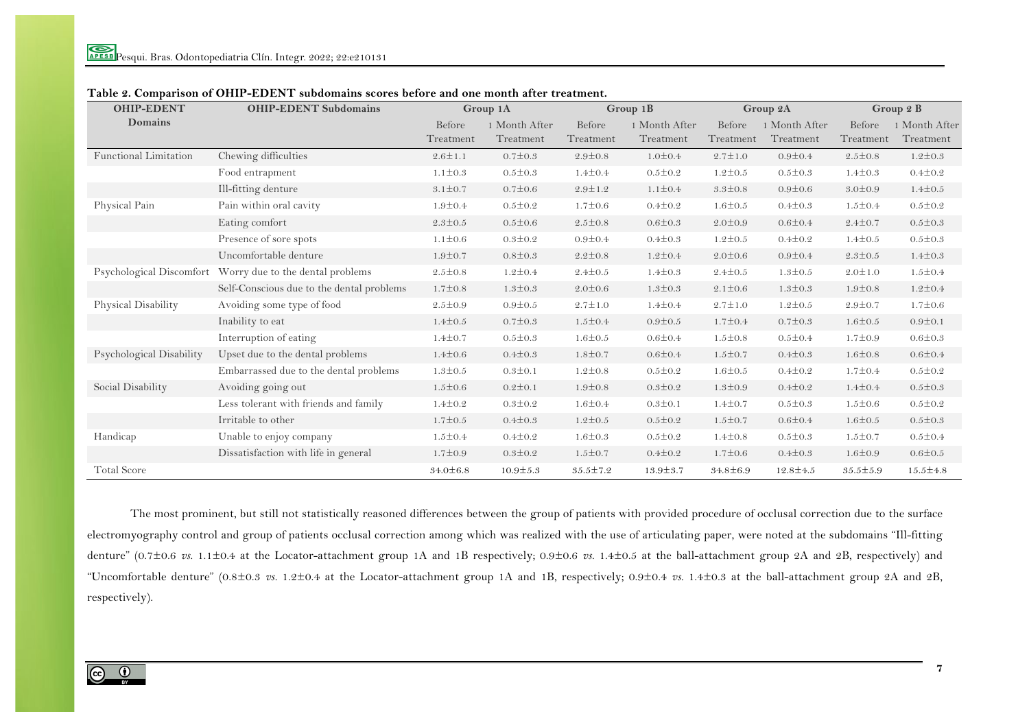**Table 2. Comparison of OHIP-EDENT subdomains scores before and one month after treatment.**

| OHIP-EDENT Domains | OHIP-EDENT Subdomains | Group 1A | | Group 1B | | Group 2A | | Group 2 B | |
|---|---|---|---|---|---|---|---|---|---|
| | | Before Treatment | 1 Month After Treatment | Before Treatment | 1 Month After Treatment | Before Treatment | 1 Month After Treatment | Before Treatment | 1 Month After Treatment |
| Functional Limitation | Chewing difficulties | 2.6±1.1 | 0.7±0.3 | 2.9±0.8 | 1.0±0.4 | 2.7±1.0 | 0.9±0.4 | 2.5±0.8 | 1.2±0.3 |
| | Food entrapment | 1.1±0.3 | 0.5±0.3 | 1.4±0.4 | 0.5±0.2 | 1.2±0.5 | 0.5±0.3 | 1.4±0.3 | 0.4±0.2 |
| | Ill-fitting denture | 3.1±0.7 | 0.7±0.6 | 2.9±1.2 | 1.1±0.4 | 3.3±0.8 | 0.9±0.6 | 3.0±0.9 | 1.4±0.5 |
| Physical Pain | Pain within oral cavity | 1.9±0.4 | 0.5±0.2 | 1.7±0.6 | 0.4±0.2 | 1.6±0.5 | 0.4±0.3 | 1.5±0.4 | 0.5±0.2 |
| | Eating comfort | 2.3±0.5 | 0.5±0.6 | 2.5±0.8 | 0.6±0.3 | 2.0±0.9 | 0.6±0.4 | 2.4±0.7 | 0.5±0.3 |
| | Presence of sore spots | 1.1±0.6 | 0.3±0.2 | 0.9±0.4 | 0.4±0.3 | 1.2±0.5 | 0.4±0.2 | 1.4±0.5 | 0.5±0.3 |
| | Uncomfortable denture | 1.9±0.7 | 0.8±0.3 | 2.2±0.8 | 1.2±0.4 | 2.0±0.6 | 0.9±0.4 | 2.3±0.5 | 1.4±0.3 |
| Psychological Discomfort | Worry due to the dental problems | 2.5±0.8 | 1.2±0.4 | 2.4±0.5 | 1.4±0.3 | 2.4±0.5 | 1.3±0.5 | 2.0±1.0 | 1.5±0.4 |
| | Self-Conscious due to the dental problems | 1.7±0.8 | 1.3±0.3 | 2.0±0.6 | 1.3±0.3 | 2.1±0.6 | 1.3±0.3 | 1.9±0.8 | 1.2±0.4 |
| Physical Disability | Avoiding some type of food | 2.5±0.9 | 0.9±0.5 | 2.7±1.0 | 1.4±0.4 | 2.7±1.0 | 1.2±0.5 | 2.9±0.7 | 1.7±0.6 |
| | Inability to eat | 1.4±0.5 | 0.7±0.3 | 1.5±0.4 | 0.9±0.5 | 1.7±0.4 | 0.7±0.3 | 1.6±0.5 | 0.9±0.1 |
| | Interruption of eating | 1.4±0.7 | 0.5±0.3 | 1.6±0.5 | 0.6±0.4 | 1.5±0.8 | 0.5±0.4 | 1.7±0.9 | 0.6±0.3 |
| Psychological Disability | Upset due to the dental problems | 1.4±0.6 | 0.4±0.3 | 1.8±0.7 | 0.6±0.4 | 1.5±0.7 | 0.4±0.3 | 1.6±0.8 | 0.6±0.4 |
| | Embarrassed due to the dental problems | 1.3±0.5 | 0.3±0.1 | 1.2±0.8 | 0.5±0.2 | 1.6±0.5 | 0.4±0.2 | 1.7±0.4 | 0.5±0.2 |
| Social Disability | Avoiding going out | 1.5±0.6 | 0.2±0.1 | 1.9±0.8 | 0.3±0.2 | 1.3±0.9 | 0.4±0.2 | 1.4±0.4 | 0.5±0.3 |
| | Less tolerant with friends and family | 1.4±0.2 | 0.3±0.2 | 1.6±0.4 | 0.3±0.1 | 1.4±0.7 | 0.5±0.3 | 1.5±0.6 | 0.5±0.2 |
| | Irritable to other | 1.7±0.5 | 0.4±0.3 | 1.2±0.5 | 0.5±0.2 | 1.5±0.7 | 0.6±0.4 | 1.6±0.5 | 0.5±0.3 |
| Handicap | Unable to enjoy company | 1.5±0.4 | 0.4±0.2 | 1.6±0.3 | 0.5±0.2 | 1.4±0.8 | 0.5±0.3 | 1.5±0.7 | 0.5±0.4 |
| | Dissatisfaction with life in general | 1.7±0.9 | 0.3±0.2 | 1.5±0.7 | 0.4±0.2 | 1.7±0.6 | 0.4±0.3 | 1.6±0.9 | 0.6±0.5 |
| Total Score | | 34.0±6.8 | 10.9±5.3 | 35.5±7.2 | 13.9±3.7 | 34.8±6.9 | 12.8±4.5 | 35.5±5.9 | 15.5±4.8 |

The most prominent, but still not statistically reasoned differences between the group of patients with provided procedure of occlusal correction due to the surface electromyography control and group of patients occlusal correction among which was realized with the use of articulating paper, were noted at the subdomains "Ill-fitting denture" (0.7±0.6 *vs.* 1.1±0.4 at the Locator-attachment group 1A and 1B respectively; 0.9±0.6 *vs.* 1.4±0.5 at the ball-attachment group 2A and 2B, respectively) and "Uncomfortable denture" (0.8±0.3 *vs.* 1.2±0.4 at the Locator-attachment group 1A and 1B, respectively; 0.9±0.4 *vs.* 1.4±0.3 at the ball-attachment group 2A and 2B, respectively).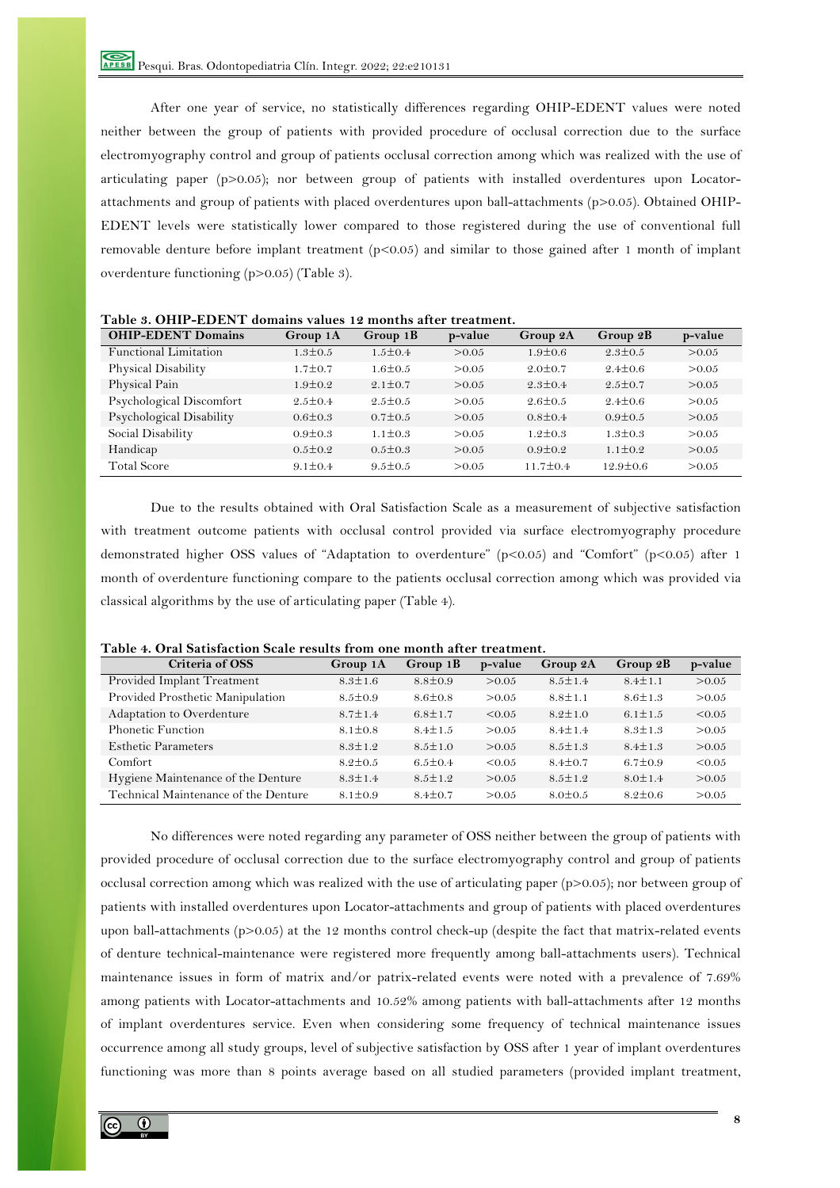After one year of service, no statistically differences regarding OHIP-EDENT values were noted neither between the group of patients with provided procedure of occlusal correction due to the surface electromyography control and group of patients occlusal correction among which was realized with the use of articulating paper ($p>0.05$); nor between group of patients with installed overdentures upon Locator-attachments and group of patients with placed overdentures upon ball-attachments ($p>0.05$). Obtained OHIP-EDENT levels were statistically lower compared to those registered during the use of conventional full removable denture before implant treatment ($p<0.05$) and similar to those gained after 1 month of implant overdenture functioning ($p>0.05$) (Table 3).

**Table 3. OHIP-EDENT domains values 12 months after treatment.**

| OHIP-EDENT Domains | Group 1A | Group 1B | p-value | Group 2A | Group 2B | p-value |
|---|---|---|---|---|---|---|
| Functional Limitation | 1.3±0.5 | 1.5±0.4 | >0.05 | 1.9±0.6 | 2.3±0.5 | >0.05 |
| Physical Disability | 1.7±0.7 | 1.6±0.5 | >0.05 | 2.0±0.7 | 2.4±0.6 | >0.05 |
| Physical Pain | 1.9±0.2 | 2.1±0.7 | >0.05 | 2.3±0.4 | 2.5±0.7 | >0.05 |
| Psychological Discomfort | 2.5±0.4 | 2.5±0.5 | >0.05 | 2.6±0.5 | 2.4±0.6 | >0.05 |
| Psychological Disability | 0.6±0.3 | 0.7±0.5 | >0.05 | 0.8±0.4 | 0.9±0.5 | >0.05 |
| Social Disability | 0.9±0.3 | 1.1±0.3 | >0.05 | 1.2±0.3 | 1.3±0.3 | >0.05 |
| Handicap | 0.5±0.2 | 0.5±0.3 | >0.05 | 0.9±0.2 | 1.1±0.2 | >0.05 |
| Total Score | 9.1±0.4 | 9.5±0.5 | >0.05 | 11.7±0.4 | 12.9±0.6 | >0.05 |

Due to the results obtained with Oral Satisfaction Scale as a measurement of subjective satisfaction with treatment outcome patients with occlusal control provided via surface electromyography procedure demonstrated higher OSS values of "Adaptation to overdenture" ($p<0.05$) and "Comfort" ($p<0.05$) after 1 month of overdenture functioning compare to the patients occlusal correction among which was provided via classical algorithms by the use of articulating paper (Table 4).

**Table 4. Oral Satisfaction Scale results from one month after treatment.**

| Criteria of OSS | Group 1A | Group 1B | p-value | Group 2A | Group 2B | p-value |
|---|---|---|---|---|---|---|
| Provided Implant Treatment | 8.3±1.6 | 8.8±0.9 | >0.05 | 8.5±1.4 | 8.4±1.1 | >0.05 |
| Provided Prosthetic Manipulation | 8.5±0.9 | 8.6±0.8 | >0.05 | 8.8±1.1 | 8.6±1.3 | >0.05 |
| Adaptation to Overdenture | 8.7±1.4 | 6.8±1.7 | <0.05 | 8.2±1.0 | 6.1±1.5 | <0.05 |
| Phonetic Function | 8.1±0.8 | 8.4±1.5 | >0.05 | 8.4±1.4 | 8.3±1.3 | >0.05 |
| Esthetic Parameters | 8.3±1.2 | 8.5±1.0 | >0.05 | 8.5±1.3 | 8.4±1.3 | >0.05 |
| Comfort | 8.2±0.5 | 6.5±0.4 | <0.05 | 8.4±0.7 | 6.7±0.9 | <0.05 |
| Hygiene Maintenance of the Denture | 8.3±1.4 | 8.5±1.2 | >0.05 | 8.5±1.2 | 8.0±1.4 | >0.05 |
| Technical Maintenance of the Denture | 8.1±0.9 | 8.4±0.7 | >0.05 | 8.0±0.5 | 8.2±0.6 | >0.05 |

No differences were noted regarding any parameter of OSS neither between the group of patients with provided procedure of occlusal correction due to the surface electromyography control and group of patients occlusal correction among which was realized with the use of articulating paper ($p>0.05$); nor between group of patients with installed overdentures upon Locator-attachments and group of patients with placed overdentures upon ball-attachments ($p>0.05$) at the 12 months control check-up (despite the fact that matrix-related events of denture technical-maintenance were registered more frequently among ball-attachments users). Technical maintenance issues in form of matrix and/or patrix-related events were noted with a prevalence of 7.69% among patients with Locator-attachments and 10.52% among patients with ball-attachments after 12 months of implant overdentures service. Even when considering some frequency of technical maintenance issues occurrence among all study groups, level of subjective satisfaction by OSS after 1 year of implant overdentures functioning was more than 8 points average based on all studied parameters (provided implant treatment,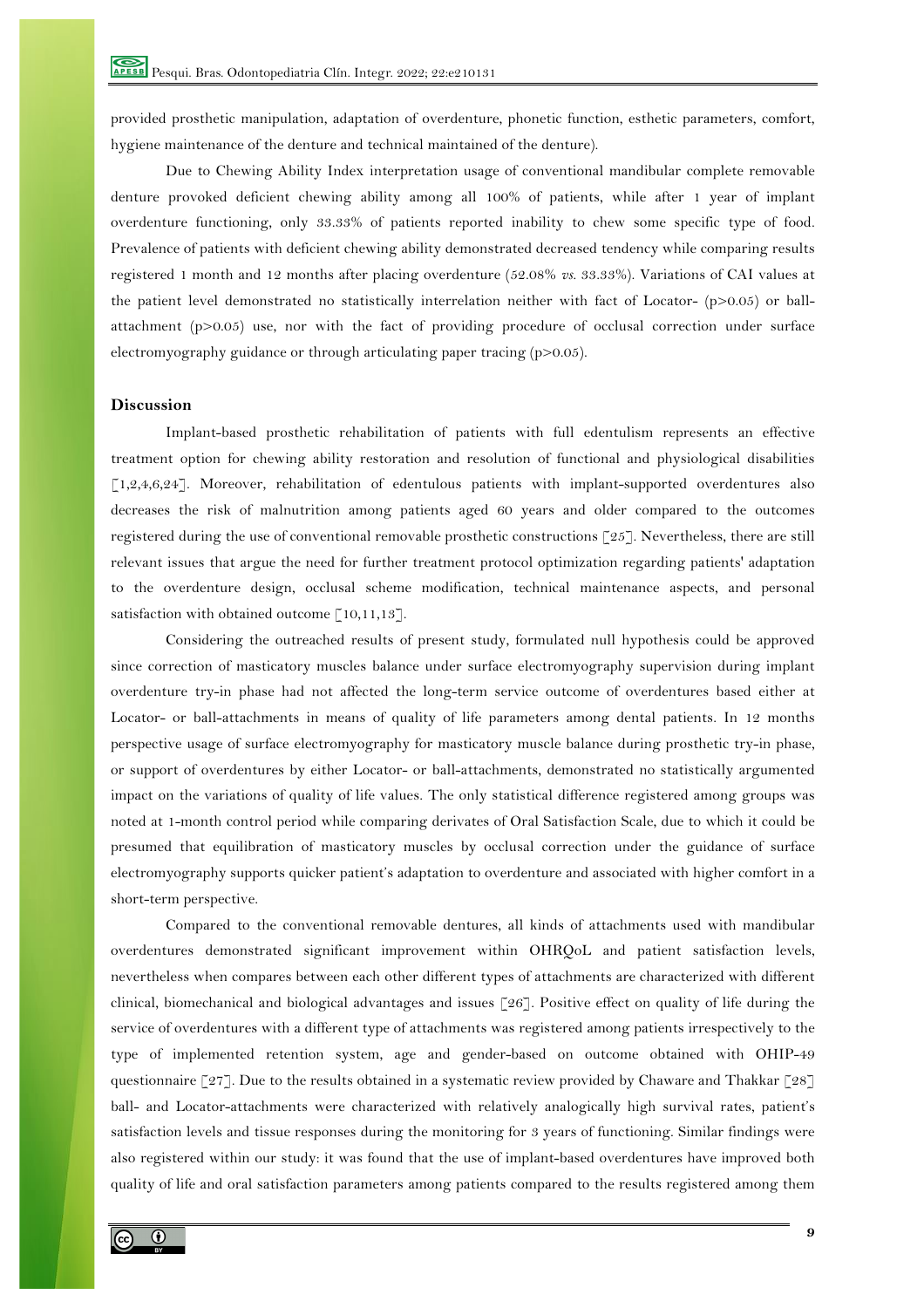provided prosthetic manipulation, adaptation of overdenture, phonetic function, esthetic parameters, comfort, hygiene maintenance of the denture and technical maintained of the denture).

Due to Chewing Ability Index interpretation usage of conventional mandibular complete removable denture provoked deficient chewing ability among all 100% of patients, while after 1 year of implant overdenture functioning, only 33.33% of patients reported inability to chew some specific type of food. Prevalence of patients with deficient chewing ability demonstrated decreased tendency while comparing results registered 1 month and 12 months after placing overdenture (52.08% *vs.* 33.33%). Variations of CAI values at the patient level demonstrated no statistically interrelation neither with fact of Locator- ($p>0.05$) or ball-attachment ($p>0.05$) use, nor with the fact of providing procedure of occlusal correction under surface electromyography guidance or through articulating paper tracing ($p>0.05$).

## Discussion

Implant-based prosthetic rehabilitation of patients with full edentulism represents an effective treatment option for chewing ability restoration and resolution of functional and physiological disabilities [1,2,4,6,24]. Moreover, rehabilitation of edentulous patients with implant-supported overdentures also decreases the risk of malnutrition among patients aged 60 years and older compared to the outcomes registered during the use of conventional removable prosthetic constructions [25]. Nevertheless, there are still relevant issues that argue the need for further treatment protocol optimization regarding patients' adaptation to the overdenture design, occlusal scheme modification, technical maintenance aspects, and personal satisfaction with obtained outcome [10,11,13].

Considering the outreached results of present study, formulated null hypothesis could be approved since correction of masticatory muscles balance under surface electromyography supervision during implant overdenture try-in phase had not affected the long-term service outcome of overdentures based either at Locator- or ball-attachments in means of quality of life parameters among dental patients. In 12 months perspective usage of surface electromyography for masticatory muscle balance during prosthetic try-in phase, or support of overdentures by either Locator- or ball-attachments, demonstrated no statistically argumented impact on the variations of quality of life values. The only statistical difference registered among groups was noted at 1-month control period while comparing derivates of Oral Satisfaction Scale, due to which it could be presumed that equilibration of masticatory muscles by occlusal correction under the guidance of surface electromyography supports quicker patient's adaptation to overdenture and associated with higher comfort in a short-term perspective.

Compared to the conventional removable dentures, all kinds of attachments used with mandibular overdentures demonstrated significant improvement within OHRQoL and patient satisfaction levels, nevertheless when compares between each other different types of attachments are characterized with different clinical, biomechanical and biological advantages and issues [26]. Positive effect on quality of life during the service of overdentures with a different type of attachments was registered among patients irrespectively to the type of implemented retention system, age and gender-based on outcome obtained with OHIP-49 questionnaire [27]. Due to the results obtained in a systematic review provided by Chaware and Thakkar [28] ball- and Locator-attachments were characterized with relatively analogically high survival rates, patient's satisfaction levels and tissue responses during the monitoring for 3 years of functioning. Similar findings were also registered within our study: it was found that the use of implant-based overdentures have improved both quality of life and oral satisfaction parameters among patients compared to the results registered among them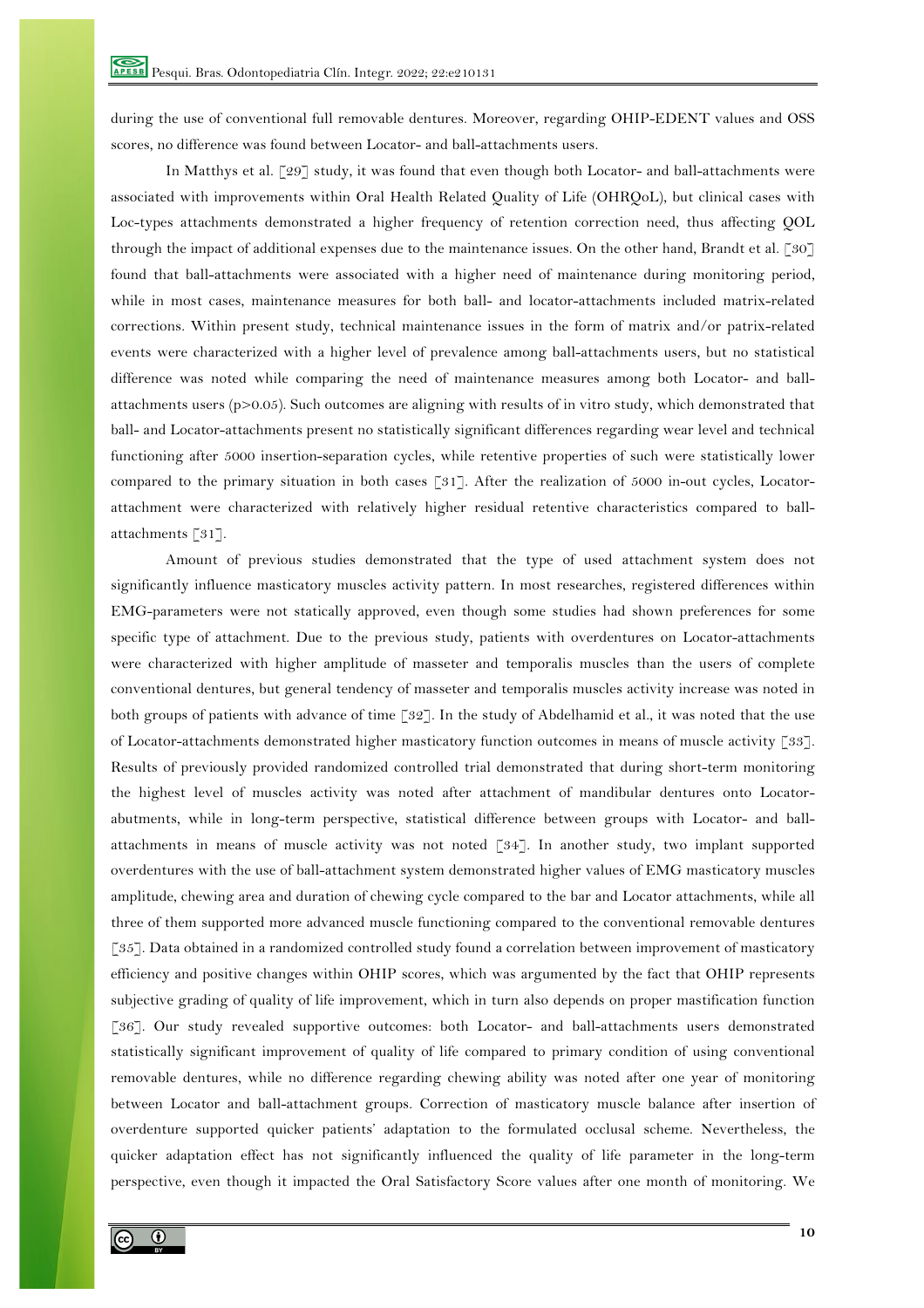during the use of conventional full removable dentures. Moreover, regarding OHIP-EDENT values and OSS scores, no difference was found between Locator- and ball-attachments users.

In Matthys et al. [29] study, it was found that even though both Locator- and ball-attachments were associated with improvements within Oral Health Related Quality of Life (OHRQoL), but clinical cases with Loc-types attachments demonstrated a higher frequency of retention correction need, thus affecting QOL through the impact of additional expenses due to the maintenance issues. On the other hand, Brandt et al. [30] found that ball-attachments were associated with a higher need of maintenance during monitoring period, while in most cases, maintenance measures for both ball- and locator-attachments included matrix-related corrections. Within present study, technical maintenance issues in the form of matrix and/or patrix-related events were characterized with a higher level of prevalence among ball-attachments users, but no statistical difference was noted while comparing the need of maintenance measures among both Locator- and ball-attachments users ($p>0.05$). Such outcomes are aligning with results of in vitro study, which demonstrated that ball- and Locator-attachments present no statistically significant differences regarding wear level and technical functioning after 5000 insertion-separation cycles, while retentive properties of such were statistically lower compared to the primary situation in both cases [31]. After the realization of 5000 in-out cycles, Locator-attachment were characterized with relatively higher residual retentive characteristics compared to ball-attachments [31].

Amount of previous studies demonstrated that the type of used attachment system does not significantly influence masticatory muscles activity pattern. In most researches, registered differences within EMG-parameters were not statically approved, even though some studies had shown preferences for some specific type of attachment. Due to the previous study, patients with overdentures on Locator-attachments were characterized with higher amplitude of masseter and temporalis muscles than the users of complete conventional dentures, but general tendency of masseter and temporalis muscles activity increase was noted in both groups of patients with advance of time [32]. In the study of Abdelhamid et al., it was noted that the use of Locator-attachments demonstrated higher masticatory function outcomes in means of muscle activity [33]. Results of previously provided randomized controlled trial demonstrated that during short-term monitoring the highest level of muscles activity was noted after attachment of mandibular dentures onto Locator-abutments, while in long-term perspective, statistical difference between groups with Locator- and ball-attachments in means of muscle activity was not noted [34]. In another study, two implant supported overdentures with the use of ball-attachment system demonstrated higher values of EMG masticatory muscles amplitude, chewing area and duration of chewing cycle compared to the bar and Locator attachments, while all three of them supported more advanced muscle functioning compared to the conventional removable dentures [35]. Data obtained in a randomized controlled study found a correlation between improvement of masticatory efficiency and positive changes within OHIP scores, which was argumented by the fact that OHIP represents subjective grading of quality of life improvement, which in turn also depends on proper mastification function [36]. Our study revealed supportive outcomes: both Locator- and ball-attachments users demonstrated statistically significant improvement of quality of life compared to primary condition of using conventional removable dentures, while no difference regarding chewing ability was noted after one year of monitoring between Locator and ball-attachment groups. Correction of masticatory muscle balance after insertion of overdenture supported quicker patients' adaptation to the formulated occlusal scheme. Nevertheless, the quicker adaptation effect has not significantly influenced the quality of life parameter in the long-term perspective, even though it impacted the Oral Satisfactory Score values after one month of monitoring. We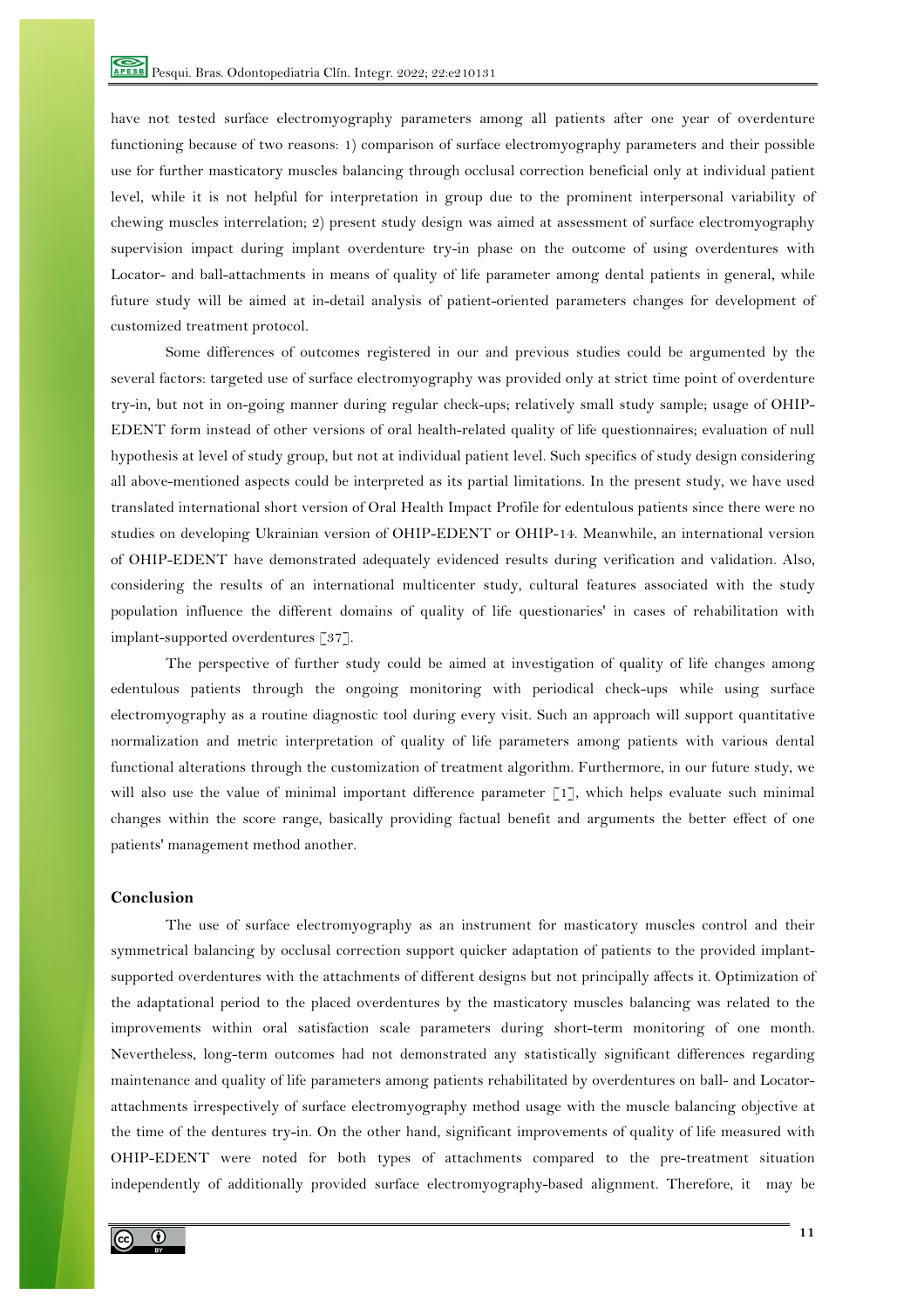have not tested surface electromyography parameters among all patients after one year of overdenture functioning because of two reasons: 1) comparison of surface electromyography parameters and their possible use for further masticatory muscles balancing through occlusal correction beneficial only at individual patient level, while it is not helpful for interpretation in group due to the prominent interpersonal variability of chewing muscles interrelation; 2) present study design was aimed at assessment of surface electromyography supervision impact during implant overdenture try-in phase on the outcome of using overdentures with Locator- and ball-attachments in means of quality of life parameter among dental patients in general, while future study will be aimed at in-detail analysis of patient-oriented parameters changes for development of customized treatment protocol.

Some differences of outcomes registered in our and previous studies could be argumented by the several factors: targeted use of surface electromyography was provided only at strict time point of overdenture try-in, but not in on-going manner during regular check-ups; relatively small study sample; usage of OHIP-EDENT form instead of other versions of oral health-related quality of life questionnaires; evaluation of null hypothesis at level of study group, but not at individual patient level. Such specifics of study design considering all above-mentioned aspects could be interpreted as its partial limitations. In the present study, we have used translated international short version of Oral Health Impact Profile for edentulous patients since there were no studies on developing Ukrainian version of OHIP-EDENT or OHIP-14. Meanwhile, an international version of OHIP-EDENT have demonstrated adequately evidenced results during verification and validation. Also, considering the results of an international multicenter study, cultural features associated with the study population influence the different domains of quality of life questionaries' in cases of rehabilitation with implant-supported overdentures [37].

The perspective of further study could be aimed at investigation of quality of life changes among edentulous patients through the ongoing monitoring with periodical check-ups while using surface electromyography as a routine diagnostic tool during every visit. Such an approach will support quantitative normalization and metric interpretation of quality of life parameters among patients with various dental functional alterations through the customization of treatment algorithm. Furthermore, in our future study, we will also use the value of minimal important difference parameter [1], which helps evaluate such minimal changes within the score range, basically providing factual benefit and arguments the better effect of one patients' management method another.

## Conclusion

The use of surface electromyography as an instrument for masticatory muscles control and their symmetrical balancing by occlusal correction support quicker adaptation of patients to the provided implant-supported overdentures with the attachments of different designs but not principally affects it. Optimization of the adaptational period to the placed overdentures by the masticatory muscles balancing was related to the improvements within oral satisfaction scale parameters during short-term monitoring of one month. Nevertheless, long-term outcomes had not demonstrated any statistically significant differences regarding maintenance and quality of life parameters among patients rehabilitated by overdentures on ball- and Locator-attachments irrespectively of surface electromyography method usage with the muscle balancing objective at the time of the dentures try-in. On the other hand, significant improvements of quality of life measured with OHIP-EDENT were noted for both types of attachments compared to the pre-treatment situation independently of additionally provided surface electromyography-based alignment. Therefore, it may be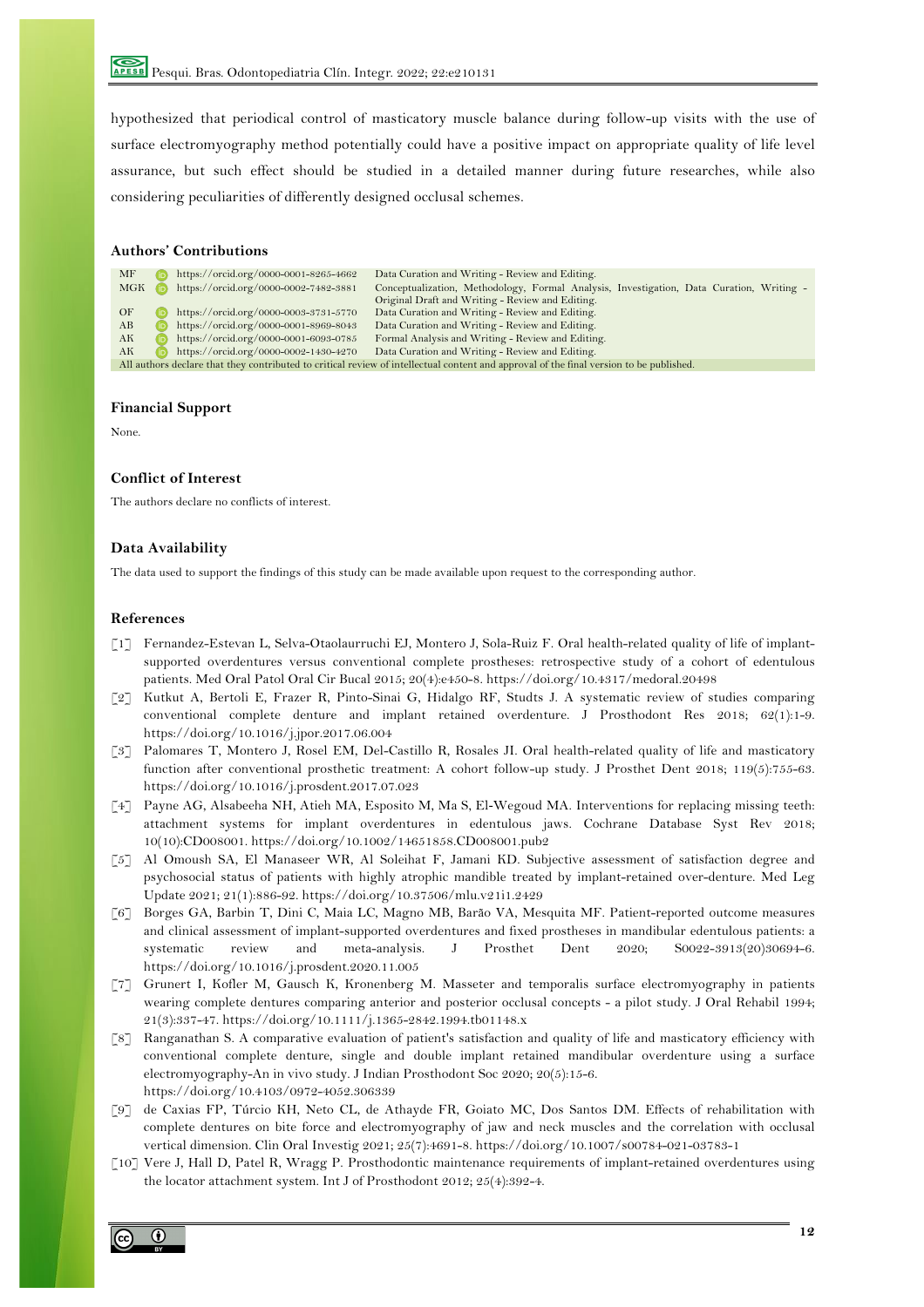hypothesized that periodical control of masticatory muscle balance during follow-up visits with the use of surface electromyography method potentially could have a positive impact on appropriate quality of life level assurance, but such effect should be studied in a detailed manner during future researches, while also considering peculiarities of differently designed occlusal schemes.

## Authors' Contributions

| | | |
|---|---|---|
| MF | https://orcid.org/0000-0001-8265-4662 | Data Curation and Writing - Review and Editing. |
| MGK | https://orcid.org/0000-0002-7482-3881 | Conceptualization, Methodology, Formal Analysis, Investigation, Data Curation, Writing - Original Draft and Writing - Review and Editing. |
| OF | https://orcid.org/0000-0003-3731-5770 | Data Curation and Writing - Review and Editing. |
| AB | https://orcid.org/0000-0001-8969-8043 | Data Curation and Writing - Review and Editing. |
| AK | https://orcid.org/0000-0001-6093-0785 | Formal Analysis and Writing - Review and Editing. |
| AK | https://orcid.org/0000-0002-1430-4270 | Data Curation and Writing - Review and Editing. |

All authors declare that they contributed to critical review of intellectual content and approval of the final version to be published.

## Financial Support

None.

## Conflict of Interest

The authors declare no conflicts of interest.

## Data Availability

The data used to support the findings of this study can be made available upon request to the corresponding author.

## References

[1] Fernandez-Estevan L, Selva-Otaolaurruchi EJ, Montero J, Sola-Ruiz F. Oral health-related quality of life of implant-supported overdentures versus conventional complete prostheses: retrospective study of a cohort of edentulous patients. Med Oral Patol Oral Cir Bucal 2015; 20(4):e450-8. https://doi.org/10.4317/medoral.20498

[2] Kutkut A, Bertoli E, Frazer R, Pinto-Sinai G, Hidalgo RF, Studts J. A systematic review of studies comparing conventional complete denture and implant retained overdenture. J Prosthodont Res 2018; 62(1):1-9. https://doi.org/10.1016/j.jpor.2017.06.004

[3] Palomares T, Montero J, Rosel EM, Del-Castillo R, Rosales JI. Oral health-related quality of life and masticatory function after conventional prosthetic treatment: A cohort follow-up study. J Prosthet Dent 2018; 119(5):755-63. https://doi.org/10.1016/j.prosdent.2017.07.023

[4] Payne AG, Alsabeeha NH, Atieh MA, Esposito M, Ma S, El-Wegoud MA. Interventions for replacing missing teeth: attachment systems for implant overdentures in edentulous jaws. Cochrane Database Syst Rev 2018; 10(10):CD008001. https://doi.org/10.1002/14651858.CD008001.pub2

[5] Al Omoush SA, El Manaseer WR, Al Soleihat F, Jamani KD. Subjective assessment of satisfaction degree and psychosocial status of patients with highly atrophic mandible treated by implant-retained over-denture. Med Leg Update 2021; 21(1):886-92. https://doi.org/10.37506/mlu.v21i1.2429

[6] Borges GA, Barbin T, Dini C, Maia LC, Magno MB, Barão VA, Mesquita MF. Patient-reported outcome measures and clinical assessment of implant-supported overdentures and fixed prostheses in mandibular edentulous patients: a systematic review and meta-analysis. J Prosthet Dent 2020; S0022-3913(20)30694-6. https://doi.org/10.1016/j.prosdent.2020.11.005

[7] Grunert I, Kofler M, Gausch K, Kronenberg M. Masseter and temporalis surface electromyography in patients wearing complete dentures comparing anterior and posterior occlusal concepts - a pilot study. J Oral Rehabil 1994; 21(3):337-47. https://doi.org/10.1111/j.1365-2842.1994.tb01148.x

[8] Ranganathan S. A comparative evaluation of patient's satisfaction and quality of life and masticatory efficiency with conventional complete denture, single and double implant retained mandibular overdenture using a surface electromyography-An in vivo study. J Indian Prosthodont Soc 2020; 20(5):15-6. https://doi.org/10.4103/0972-4052.306339

[9] de Caxias FP, Túrcio KH, Neto CL, de Athayde FR, Goiato MC, Dos Santos DM. Effects of rehabilitation with complete dentures on bite force and electromyography of jaw and neck muscles and the correlation with occlusal vertical dimension. Clin Oral Investig 2021; 25(7):4691-8. https://doi.org/10.1007/s00784-021-03783-1

[10] Vere J, Hall D, Patel R, Wragg P. Prosthodontic maintenance requirements of implant-retained overdentures using the locator attachment system. Int J of Prosthodont 2012; 25(4):392-4.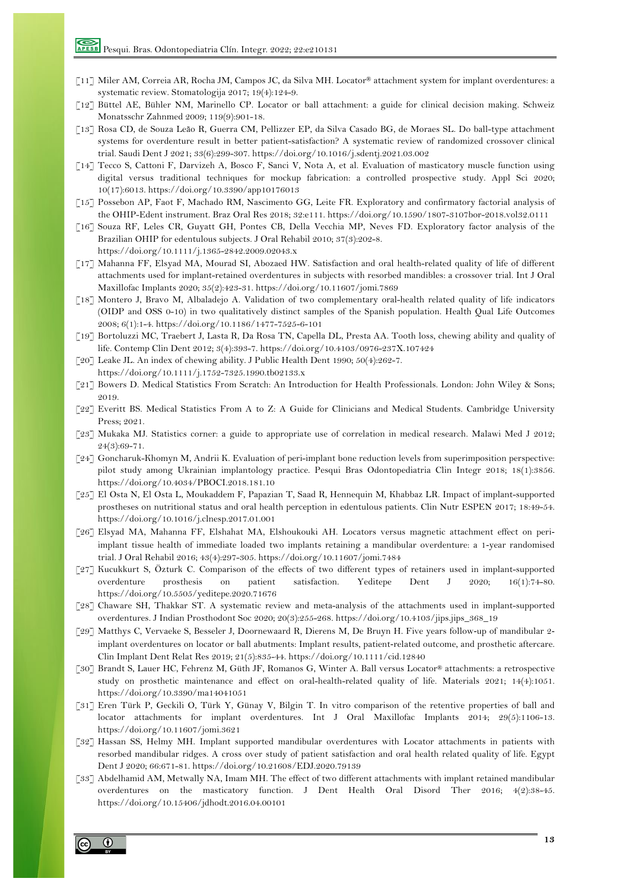[11] Miler AM, Correia AR, Rocha JM, Campos JC, da Silva MH. Locator® attachment system for implant overdentures: a systematic review. Stomatologija 2017; 19(4):124-9.

[12] Büttel AE, Bühler NM, Marinello CP. Locator or ball attachment: a guide for clinical decision making. Schweiz Monatsschr Zahnmed 2009; 119(9):901-18.

[13] Rosa CD, de Souza Leão R, Guerra CM, Pellizzer EP, da Silva Casado BG, de Moraes SL. Do ball-type attachment systems for overdenture result in better patient-satisfaction? A systematic review of randomized crossover clinical trial. Saudi Dent J 2021; 33(6):299-307. https://doi.org/10.1016/j.sdentj.2021.03.002

[14] Tecco S, Cattoni F, Darvizeh A, Bosco F, Sanci V, Nota A, et al. Evaluation of masticatory muscle function using digital versus traditional techniques for mockup fabrication: a controlled prospective study. Appl Sci 2020; 10(17):6013. https://doi.org/10.3390/app10176013

[15] Possebon AP, Faot F, Machado RM, Nascimento GG, Leite FR. Exploratory and confirmatory factorial analysis of the OHIP-Edent instrument. Braz Oral Res 2018; 32:e111. https://doi.org/10.1590/1807-3107bor-2018.vol32.0111

[16] Souza RF, Leles CR, Guyatt GH, Pontes CB, Della Vecchia MP, Neves FD. Exploratory factor analysis of the Brazilian OHIP for edentulous subjects. J Oral Rehabil 2010; 37(3):202-8. https://doi.org/10.1111/j.1365-2842.2009.02043.x

[17] Mahanna FF, Elsyad MA, Mourad SI, Abozaed HW. Satisfaction and oral health-related quality of life of different attachments used for implant-retained overdentures in subjects with resorbed mandibles: a crossover trial. Int J Oral Maxillofac Implants 2020; 35(2):423-31. https://doi.org/10.11607/jomi.7869

[18] Montero J, Bravo M, Albaladejo A. Validation of two complementary oral-health related quality of life indicators (OIDP and OSS 0-10) in two qualitatively distinct samples of the Spanish population. Health Qual Life Outcomes 2008; 6(1):1-4. https://doi.org/10.1186/1477-7525-6-101

[19] Bortoluzzi MC, Traebert J, Lasta R, Da Rosa TN, Capella DL, Presta AA. Tooth loss, chewing ability and quality of life. Contemp Clin Dent 2012; 3(4):393-7. https://doi.org/10.4103/0976-237X.107424

[20] Leake JL. An index of chewing ability. J Public Health Dent 1990; 50(4):262-7. https://doi.org/10.1111/j.1752-7325.1990.tb02133.x

[21] Bowers D. Medical Statistics From Scratch: An Introduction for Health Professionals. London: John Wiley & Sons; 2019.

[22] Everitt BS. Medical Statistics From A to Z: A Guide for Clinicians and Medical Students. Cambridge University Press; 2021.

[23] Mukaka MJ. Statistics corner: a guide to appropriate use of correlation in medical research. Malawi Med J 2012; 24(3):69-71.

[24] Goncharuk-Khomyn M, Andrii K. Evaluation of peri-implant bone reduction levels from superimposition perspective: pilot study among Ukrainian implantology practice. Pesqui Bras Odontopediatria Clin Integr 2018; 18(1):3856. https://doi.org/10.4034/PBOCI.2018.181.10

[25] El Osta N, El Osta L, Moukaddem F, Papazian T, Saad R, Hennequin M, Khabbaz LR. Impact of implant-supported prostheses on nutritional status and oral health perception in edentulous patients. Clin Nutr ESPEN 2017; 18:49-54. https://doi.org/10.1016/j.clnesp.2017.01.001

[26] Elsyad MA, Mahanna FF, Elshahat MA, Elshoukouki AH. Locators versus magnetic attachment effect on peri-implant tissue health of immediate loaded two implants retaining a mandibular overdenture: a 1-year randomised trial. J Oral Rehabil 2016; 43(4):297-305. https://doi.org/10.11607/jomi.7484

[27] Kucukkurt S, Özturk C. Comparison of the effects of two different types of retainers used in implant-supported overdenture prosthesis on patient satisfaction. Yeditepe Dent J 2020; 16(1):74-80. https://doi.org/10.5505/yeditepe.2020.71676

[28] Chaware SH, Thakkar ST. A systematic review and meta-analysis of the attachments used in implant-supported overdentures. J Indian Prosthodont Soc 2020; 20(3):255-268. https://doi.org/10.4103/jips.jips_368_19

[29] Matthys C, Vervaeke S, Besseler J, Doornewaard R, Dierens M, De Bruyn H. Five years follow-up of mandibular 2-implant overdentures on locator or ball abutments: Implant results, patient-related outcome, and prosthetic aftercare. Clin Implant Dent Relat Res 2019; 21(5):835-44. https://doi.org/10.1111/cid.12840

[30] Brandt S, Lauer HC, Fehrenz M, Güth JF, Romanos G, Winter A. Ball versus Locator® attachments: a retrospective study on prosthetic maintenance and effect on oral-health-related quality of life. Materials 2021; 14(4):1051. https://doi.org/10.3390/ma14041051

[31] Eren Türk P, Geckili O, Türk Y, Günay V, Bilgin T. In vitro comparison of the retentive properties of ball and locator attachments for implant overdentures. Int J Oral Maxillofac Implants 2014; 29(5):1106-13. https://doi.org/10.11607/jomi.3621

[32] Hassan SS, Helmy MH. Implant supported mandibular overdentures with Locator attachments in patients with resorbed mandibular ridges. A cross over study of patient satisfaction and oral health related quality of life. Egypt Dent J 2020; 66:671-81. https://doi.org/10.21608/EDJ.2020.79139

[33] Abdelhamid AM, Metwally NA, Imam MH. The effect of two different attachments with implant retained mandibular overdentures on the masticatory function. J Dent Health Oral Disord Ther 2016; 4(2):38-45. https://doi.org/10.15406/jdhodt.2016.04.00101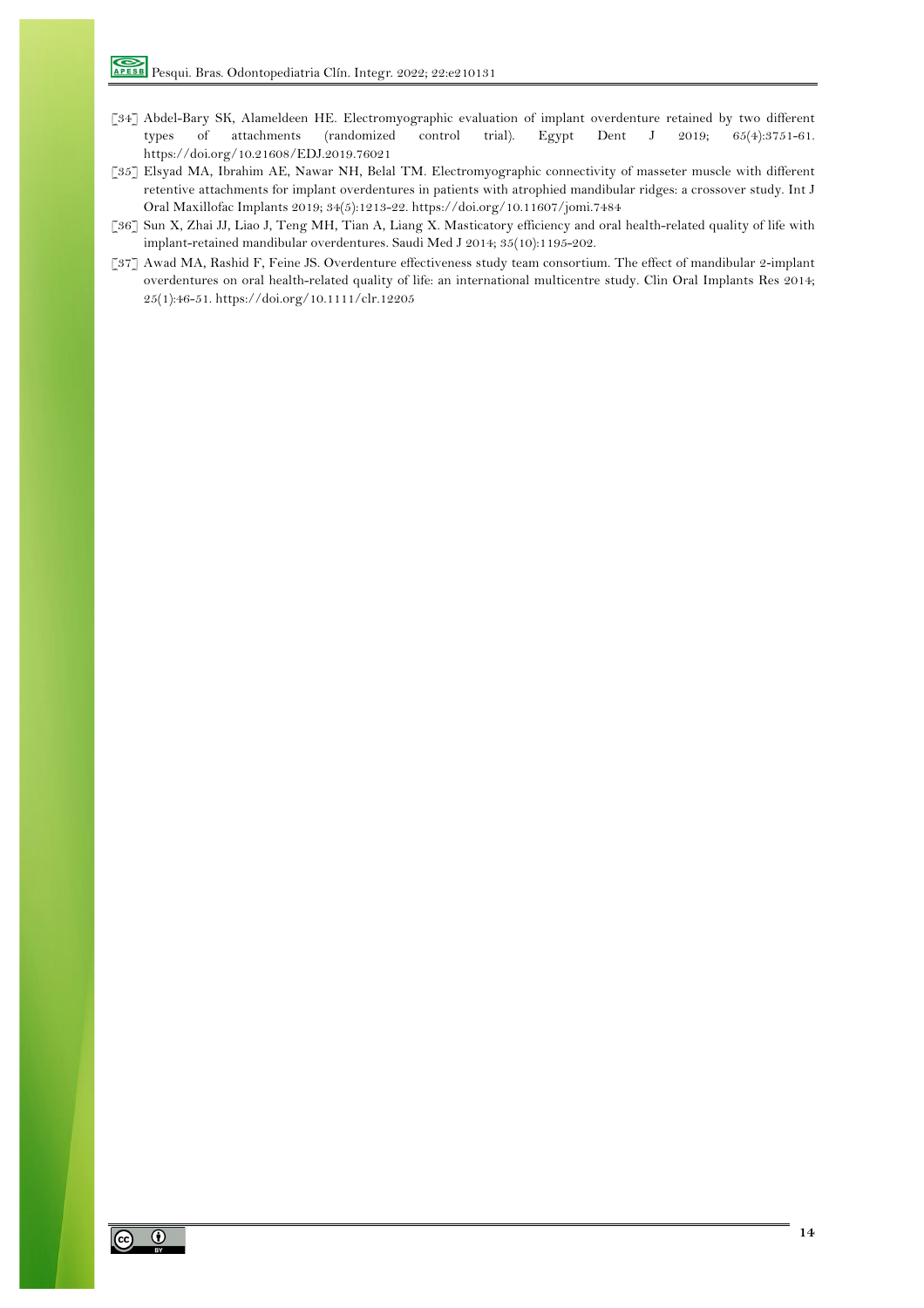[34] Abdel-Bary SK, Alameldeen HE. Electromyographic evaluation of implant overdenture retained by two different types of attachments (randomized control trial). Egypt Dent J 2019; 65(4):3751-61. https://doi.org/10.21608/EDJ.2019.76021

[35] Elsyad MA, Ibrahim AE, Nawar NH, Belal TM. Electromyographic connectivity of masseter muscle with different retentive attachments for implant overdentures in patients with atrophied mandibular ridges: a crossover study. Int J Oral Maxillofac Implants 2019; 34(5):1213-22. https://doi.org/10.11607/jomi.7484

[36] Sun X, Zhai JJ, Liao J, Teng MH, Tian A, Liang X. Masticatory efficiency and oral health-related quality of life with implant-retained mandibular overdentures. Saudi Med J 2014; 35(10):1195-202.

[37] Awad MA, Rashid F, Feine JS. Overdenture effectiveness study team consortium. The effect of mandibular 2-implant overdentures on oral health-related quality of life: an international multicentre study. Clin Oral Implants Res 2014; 25(1):46-51. https://doi.org/10.1111/clr.12205